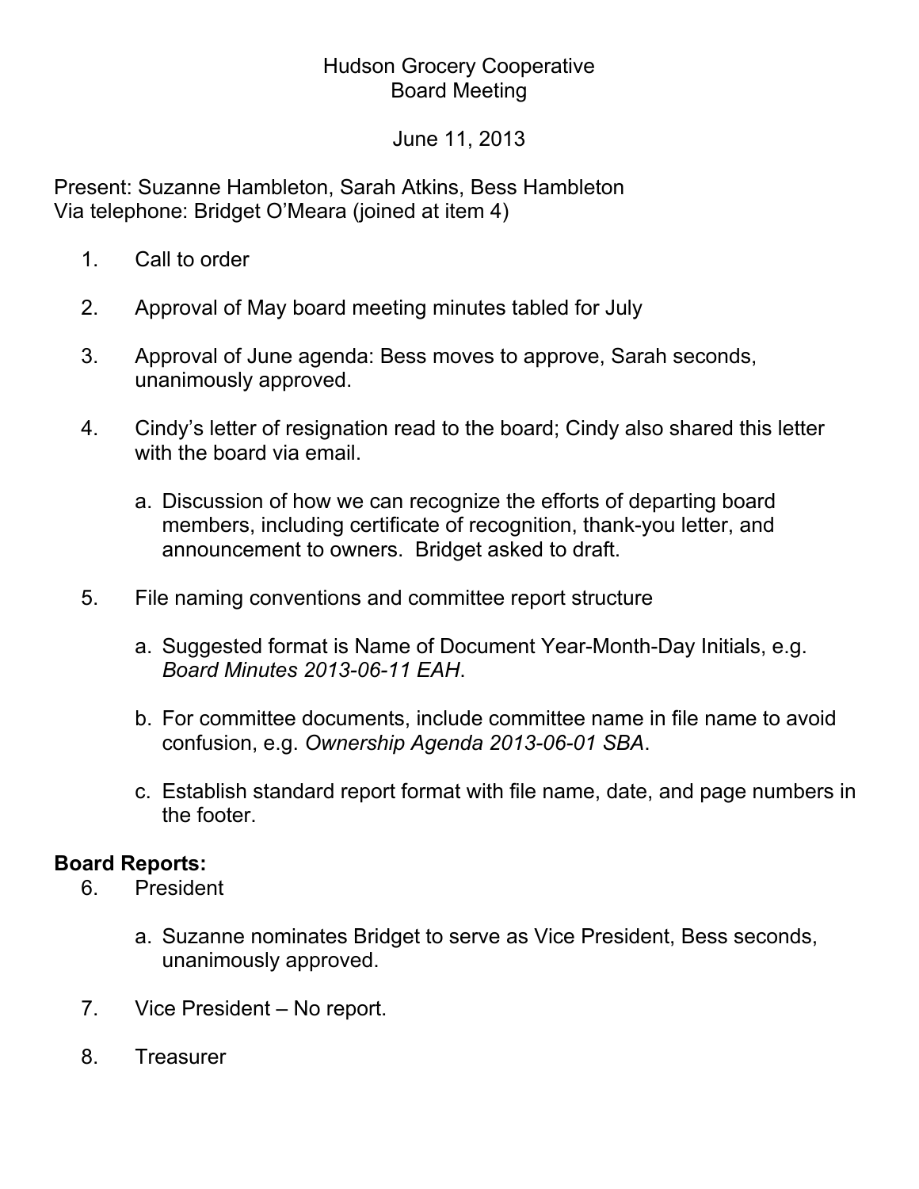Hudson Grocery Cooperative
Board Meeting

June 11, 2013

Present: Suzanne Hambleton, Sarah Atkins, Bess Hambleton
Via telephone: Bridget O'Meara (joined at item 4)

1. Call to order

2. Approval of May board meeting minutes tabled for July

3. Approval of June agenda: Bess moves to approve, Sarah seconds, unanimously approved.

4. Cindy's letter of resignation read to the board; Cindy also shared this letter with the board via email.

   a. Discussion of how we can recognize the efforts of departing board members, including certificate of recognition, thank-you letter, and announcement to owners. Bridget asked to draft.

5. File naming conventions and committee report structure

   a. Suggested format is Name of Document Year-Month-Day Initials, e.g. *Board Minutes 2013-06-11 EAH*.

   b. For committee documents, include committee name in file name to avoid confusion, e.g. *Ownership Agenda 2013-06-01 SBA*.

   c. Establish standard report format with file name, date, and page numbers in the footer.

**Board Reports:**

6. President

   a. Suzanne nominates Bridget to serve as Vice President, Bess seconds, unanimously approved.

7. Vice President – No report.

8. Treasurer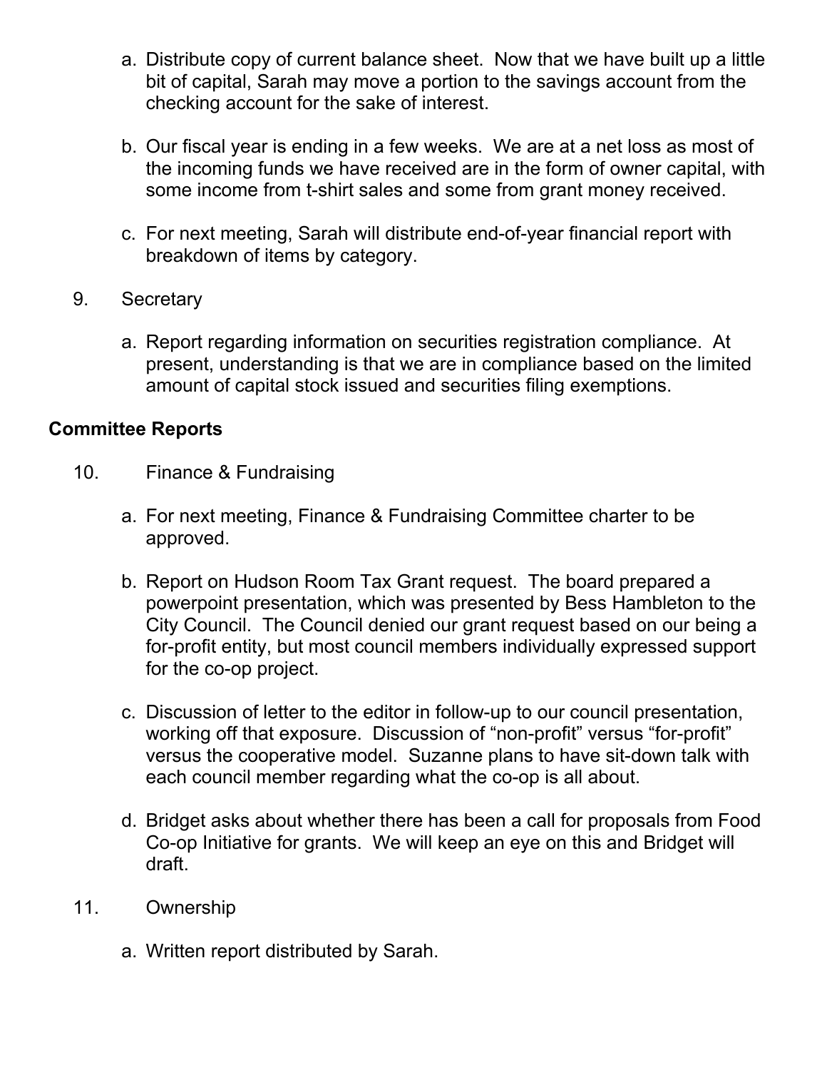a. Distribute copy of current balance sheet. Now that we have built up a little bit of capital, Sarah may move a portion to the savings account from the checking account for the sake of interest.

b. Our fiscal year is ending in a few weeks. We are at a net loss as most of the incoming funds we have received are in the form of owner capital, with some income from t-shirt sales and some from grant money received.

c. For next meeting, Sarah will distribute end-of-year financial report with breakdown of items by category.

9. Secretary

a. Report regarding information on securities registration compliance. At present, understanding is that we are in compliance based on the limited amount of capital stock issued and securities filing exemptions.

**Committee Reports**

10. Finance & Fundraising

a. For next meeting, Finance & Fundraising Committee charter to be approved.

b. Report on Hudson Room Tax Grant request. The board prepared a powerpoint presentation, which was presented by Bess Hambleton to the City Council. The Council denied our grant request based on our being a for-profit entity, but most council members individually expressed support for the co-op project.

c. Discussion of letter to the editor in follow-up to our council presentation, working off that exposure. Discussion of "non-profit" versus "for-profit" versus the cooperative model. Suzanne plans to have sit-down talk with each council member regarding what the co-op is all about.

d. Bridget asks about whether there has been a call for proposals from Food Co-op Initiative for grants. We will keep an eye on this and Bridget will draft.

11. Ownership

a. Written report distributed by Sarah.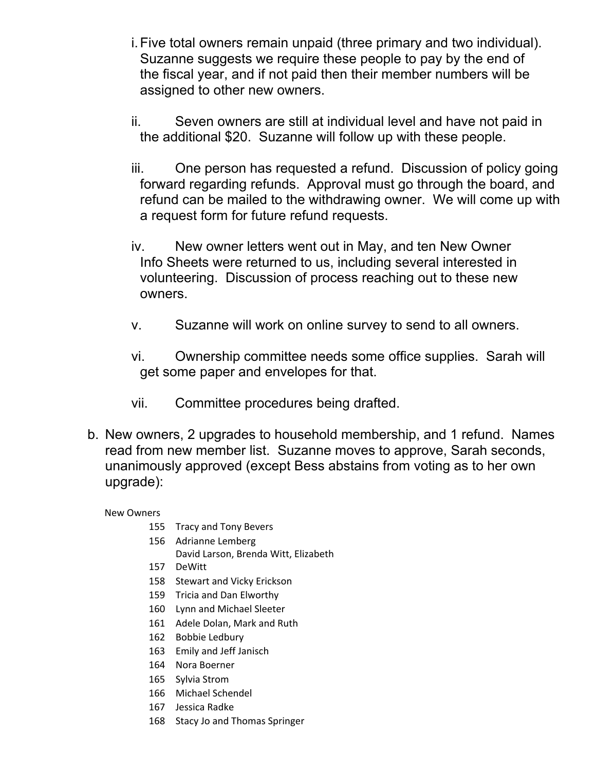i. Five total owners remain unpaid (three primary and two individual). Suzanne suggests we require these people to pay by the end of the fiscal year, and if not paid then their member numbers will be assigned to other new owners.

ii. Seven owners are still at individual level and have not paid in the additional $20. Suzanne will follow up with these people.

iii. One person has requested a refund. Discussion of policy going forward regarding refunds. Approval must go through the board, and refund can be mailed to the withdrawing owner. We will come up with a request form for future refund requests.

iv. New owner letters went out in May, and ten New Owner Info Sheets were returned to us, including several interested in volunteering. Discussion of process reaching out to these new owners.

v. Suzanne will work on online survey to send to all owners.

vi. Ownership committee needs some office supplies. Sarah will get some paper and envelopes for that.

vii. Committee procedures being drafted.

b. New owners, 2 upgrades to household membership, and 1 refund. Names read from new member list. Suzanne moves to approve, Sarah seconds, unanimously approved (except Bess abstains from voting as to her own upgrade):

New Owners

| | |
|---|---|
| 155 | Tracy and Tony Bevers |
| 156 | Adrianne Lemberg |
| 157 | David Larson, Brenda Witt, Elizabeth DeWitt |
| 158 | Stewart and Vicky Erickson |
| 159 | Tricia and Dan Elworthy |
| 160 | Lynn and Michael Sleeter |
| 161 | Adele Dolan, Mark and Ruth |
| 162 | Bobbie Ledbury |
| 163 | Emily and Jeff Janisch |
| 164 | Nora Boerner |
| 165 | Sylvia Strom |
| 166 | Michael Schendel |
| 167 | Jessica Radke |
| 168 | Stacy Jo and Thomas Springer |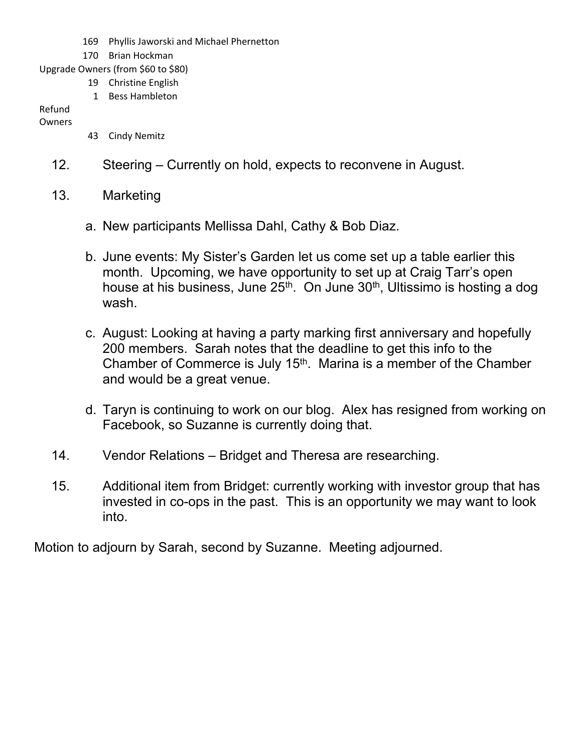| | |
|---|---|
| 169 | Phyllis Jaworski and Michael Phernetton |
| 170 | Brian Hockman |

Upgrade Owners (from $60 to $80)

| | |
|---|---|
| 19 | Christine English |
| 1 | Bess Hambleton |

Refund Owners

| | |
|---|---|
| 43 | Cindy Nemitz |

12. Steering – Currently on hold, expects to reconvene in August.

13. Marketing

    a. New participants Mellissa Dahl, Cathy & Bob Diaz.

    b. June events: My Sister's Garden let us come set up a table earlier this month. Upcoming, we have opportunity to set up at Craig Tarr's open house at his business, June 25th. On June 30th, Ultissimo is hosting a dog wash.

    c. August: Looking at having a party marking first anniversary and hopefully 200 members. Sarah notes that the deadline to get this info to the Chamber of Commerce is July 15th. Marina is a member of the Chamber and would be a great venue.

    d. Taryn is continuing to work on our blog. Alex has resigned from working on Facebook, so Suzanne is currently doing that.

14. Vendor Relations – Bridget and Theresa are researching.

15. Additional item from Bridget: currently working with investor group that has invested in co-ops in the past. This is an opportunity we may want to look into.

Motion to adjourn by Sarah, second by Suzanne. Meeting adjourned.